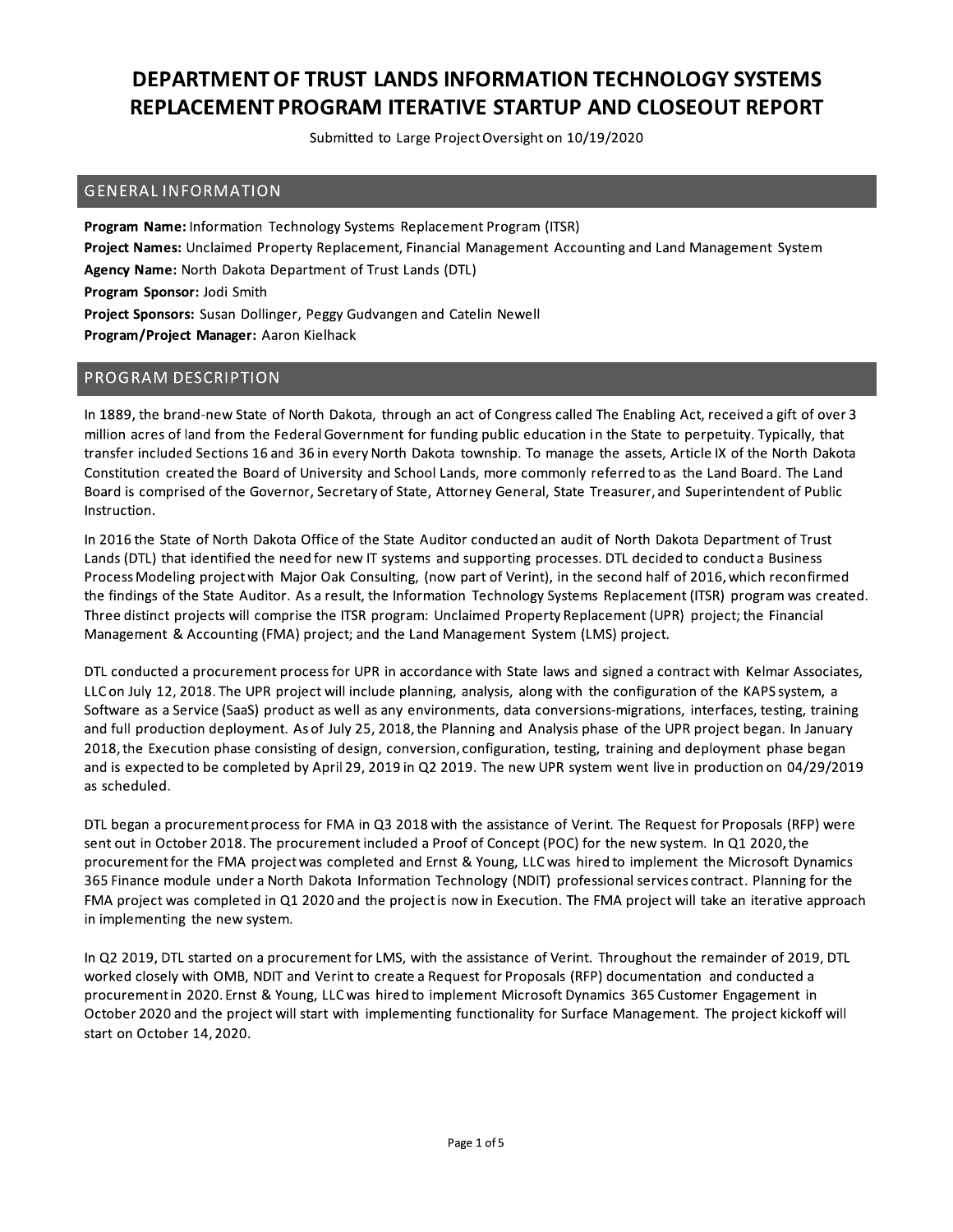# DEPARTMENT OF TRUST LANDS INFORMATION TECHNOLOGY SYSTEMS REPLACEMENT PROGRAM ITERATIVE STARTUP AND CLOSEOUT REPORT

Submitted to Large Project Oversight on 10/19/2020

## GENERAL INFORMATION

**Program Name:** Information Technology Systems Replacement Program (ITSR)
**Project Names:** Unclaimed Property Replacement, Financial Management Accounting and Land Management System
**Agency Name:** North Dakota Department of Trust Lands (DTL)
**Program Sponsor:** Jodi Smith
**Project Sponsors:** Susan Dollinger, Peggy Gudvangen and Catelin Newell
**Program/Project Manager:** Aaron Kielhack

## PROGRAM DESCRIPTION

In 1889, the brand-new State of North Dakota, through an act of Congress called The Enabling Act, received a gift of over 3 million acres of land from the Federal Government for funding public education in the State to perpetuity. Typically, that transfer included Sections 16 and 36 in every North Dakota township. To manage the assets, Article IX of the North Dakota Constitution created the Board of University and School Lands, more commonly referred to as the Land Board. The Land Board is comprised of the Governor, Secretary of State, Attorney General, State Treasurer, and Superintendent of Public Instruction.

In 2016 the State of North Dakota Office of the State Auditor conducted an audit of North Dakota Department of Trust Lands (DTL) that identified the need for new IT systems and supporting processes. DTL decided to conduct a Business Process Modeling project with Major Oak Consulting, (now part of Verint), in the second half of 2016, which reconfirmed the findings of the State Auditor. As a result, the Information Technology Systems Replacement (ITSR) program was created. Three distinct projects will comprise the ITSR program: Unclaimed Property Replacement (UPR) project; the Financial Management & Accounting (FMA) project; and the Land Management System (LMS) project.

DTL conducted a procurement process for UPR in accordance with State laws and signed a contract with Kelmar Associates, LLC on July 12, 2018. The UPR project will include planning, analysis, along with the configuration of the KAPS system, a Software as a Service (SaaS) product as well as any environments, data conversions-migrations, interfaces, testing, training and full production deployment. As of July 25, 2018, the Planning and Analysis phase of the UPR project began. In January 2018, the Execution phase consisting of design, conversion, configuration, testing, training and deployment phase began and is expected to be completed by April 29, 2019 in Q2 2019. The new UPR system went live in production on 04/29/2019 as scheduled.

DTL began a procurement process for FMA in Q3 2018 with the assistance of Verint. The Request for Proposals (RFP) were sent out in October 2018. The procurement included a Proof of Concept (POC) for the new system. In Q1 2020, the procurement for the FMA project was completed and Ernst & Young, LLC was hired to implement the Microsoft Dynamics 365 Finance module under a North Dakota Information Technology (NDIT) professional services contract. Planning for the FMA project was completed in Q1 2020 and the project is now in Execution. The FMA project will take an iterative approach in implementing the new system.

In Q2 2019, DTL started on a procurement for LMS, with the assistance of Verint. Throughout the remainder of 2019, DTL worked closely with OMB, NDIT and Verint to create a Request for Proposals (RFP) documentation and conducted a procurement in 2020. Ernst & Young, LLC was hired to implement Microsoft Dynamics 365 Customer Engagement in October 2020 and the project will start with implementing functionality for Surface Management. The project kickoff will start on October 14, 2020.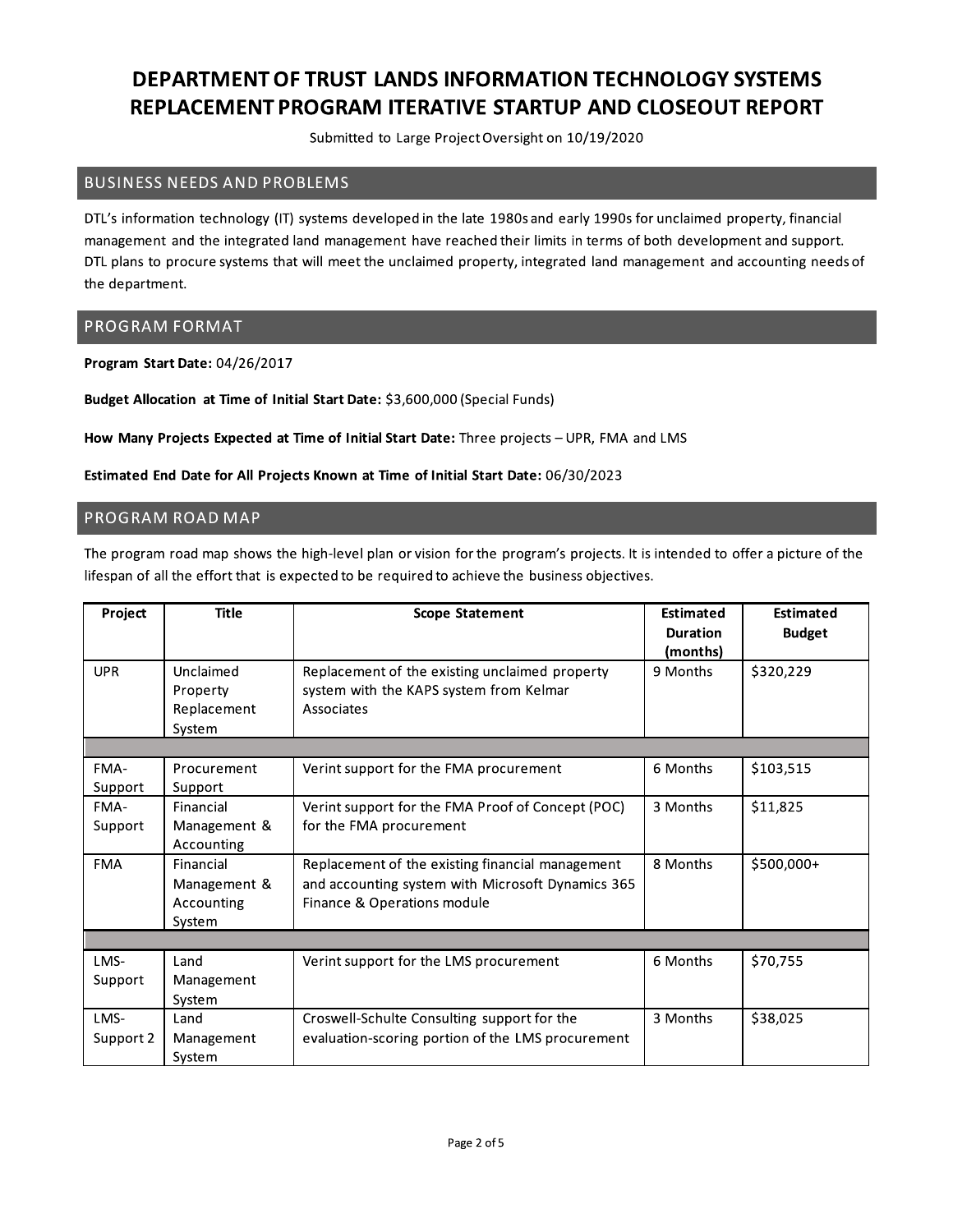# DEPARTMENT OF TRUST LANDS INFORMATION TECHNOLOGY SYSTEMS REPLACEMENT PROGRAM ITERATIVE STARTUP AND CLOSEOUT REPORT

Submitted to Large Project Oversight on 10/19/2020

## BUSINESS NEEDS AND PROBLEMS

DTL's information technology (IT) systems developed in the late 1980s and early 1990s for unclaimed property, financial management and the integrated land management have reached their limits in terms of both development and support. DTL plans to procure systems that will meet the unclaimed property, integrated land management and accounting needs of the department.

## PROGRAM FORMAT

**Program Start Date:** 04/26/2017

**Budget Allocation at Time of Initial Start Date:** $3,600,000 (Special Funds)

**How Many Projects Expected at Time of Initial Start Date:** Three projects – UPR, FMA and LMS

**Estimated End Date for All Projects Known at Time of Initial Start Date:** 06/30/2023

## PROGRAM ROAD MAP

The program road map shows the high-level plan or vision for the program's projects. It is intended to offer a picture of the lifespan of all the effort that is expected to be required to achieve the business objectives.

| Project | Title | Scope Statement | Estimated Duration (months) | Estimated Budget |
|---|---|---|---|---|
| UPR | Unclaimed Property Replacement System | Replacement of the existing unclaimed property system with the KAPS system from Kelmar Associates | 9 Months | $320,229 |
| | | | | |
| FMA-Support | Procurement Support | Verint support for the FMA procurement | 6 Months | $103,515 |
| FMA-Support | Financial Management & Accounting | Verint support for the FMA Proof of Concept (POC) for the FMA procurement | 3 Months | $11,825 |
| FMA | Financial Management & Accounting System | Replacement of the existing financial management and accounting system with Microsoft Dynamics 365 Finance & Operations module | 8 Months | $500,000+ |
| | | | | |
| LMS-Support | Land Management System | Verint support for the LMS procurement | 6 Months | $70,755 |
| LMS-Support 2 | Land Management System | Croswell-Schulte Consulting support for the evaluation-scoring portion of the LMS procurement | 3 Months | $38,025 |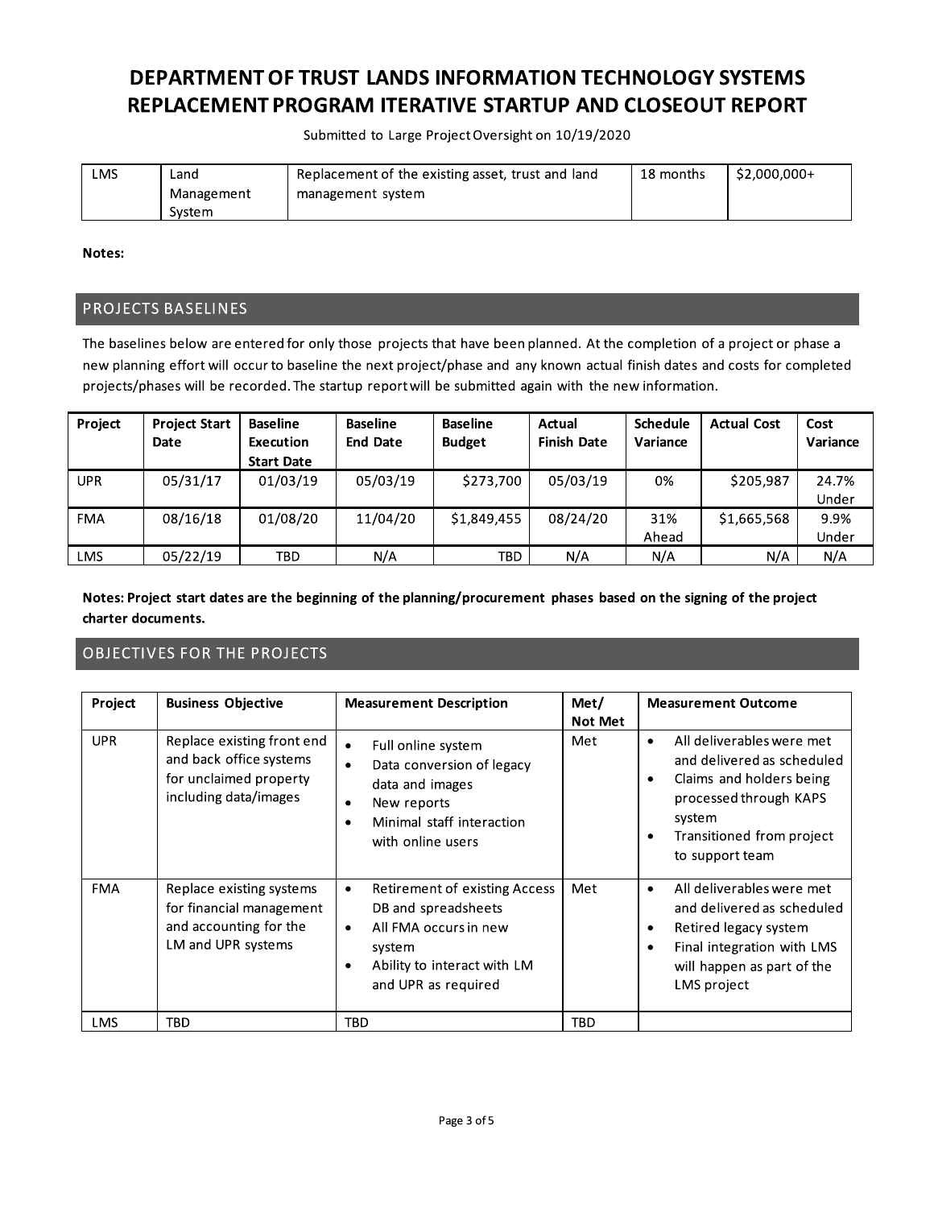# DEPARTMENT OF TRUST LANDS INFORMATION TECHNOLOGY SYSTEMS REPLACEMENT PROGRAM ITERATIVE STARTUP AND CLOSEOUT REPORT

Submitted to Large Project Oversight on 10/19/2020

| | | | | |
|---|---|---|---|---|
| LMS | Land Management System | Replacement of the existing asset, trust and land management system | 18 months | $2,000,000+ |

**Notes:**

## PROJECTS BASELINES

The baselines below are entered for only those projects that have been planned. At the completion of a project or phase a new planning effort will occur to baseline the next project/phase and any known actual finish dates and costs for completed projects/phases will be recorded. The startup report will be submitted again with the new information.

| Project | Project Start Date | Baseline Execution Start Date | Baseline End Date | Baseline Budget | Actual Finish Date | Schedule Variance | Actual Cost | Cost Variance |
|---|---|---|---|---|---|---|---|---|
| UPR | 05/31/17 | 01/03/19 | 05/03/19 | $273,700 | 05/03/19 | 0% | $205,987 | 24.7% Under |
| FMA | 08/16/18 | 01/08/20 | 11/04/20 | $1,849,455 | 08/24/20 | 31% Ahead | $1,665,568 | 9.9% Under |
| LMS | 05/22/19 | TBD | N/A | TBD | N/A | N/A | N/A | N/A |

**Notes: Project start dates are the beginning of the planning/procurement phases based on the signing of the project charter documents.**

## OBJECTIVES FOR THE PROJECTS

| Project | Business Objective | Measurement Description | Met/ Not Met | Measurement Outcome |
|---|---|---|---|---|
| UPR | Replace existing front end and back office systems for unclaimed property including data/images | • Full online system<br>• Data conversion of legacy data and images<br>• New reports<br>• Minimal staff interaction with online users | Met | • All deliverables were met and delivered as scheduled<br>• Claims and holders being processed through KAPS system<br>• Transitioned from project to support team |
| FMA | Replace existing systems for financial management and accounting for the LM and UPR systems | • Retirement of existing Access DB and spreadsheets<br>• All FMA occurs in new system<br>• Ability to interact with LM and UPR as required | Met | • All deliverables were met and delivered as scheduled<br>• Retired legacy system<br>• Final integration with LMS will happen as part of the LMS project |
| LMS | TBD | TBD | TBD | |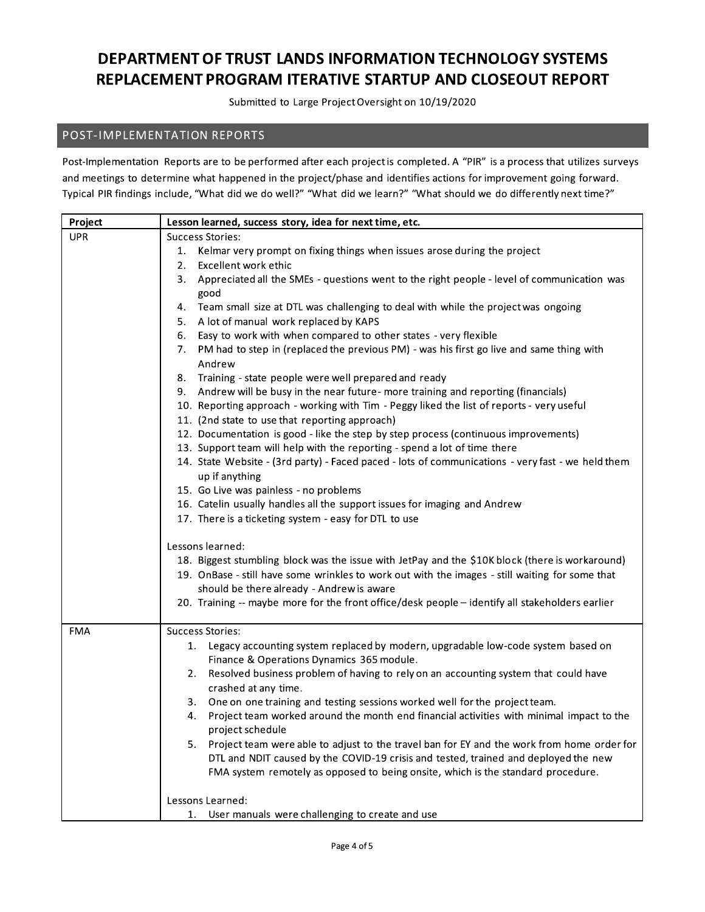# DEPARTMENT OF TRUST LANDS INFORMATION TECHNOLOGY SYSTEMS REPLACEMENT PROGRAM ITERATIVE STARTUP AND CLOSEOUT REPORT

Submitted to Large Project Oversight on 10/19/2020

## POST-IMPLEMENTATION REPORTS

Post-Implementation Reports are to be performed after each project is completed. A "PIR" is a process that utilizes surveys and meetings to determine what happened in the project/phase and identifies actions for improvement going forward. Typical PIR findings include, "What did we do well?" "What did we learn?" "What should we do differently next time?"

| Project | Lesson learned, success story, idea for next time, etc. |
|---|---|
| UPR | Success Stories:<br>1. Kelmar very prompt on fixing things when issues arose during the project<br>2. Excellent work ethic<br>3. Appreciated all the SMEs - questions went to the right people - level of communication was good<br>4. Team small size at DTL was challenging to deal with while the project was ongoing<br>5. A lot of manual work replaced by KAPS<br>6. Easy to work with when compared to other states - very flexible<br>7. PM had to step in (replaced the previous PM) - was his first go live and same thing with Andrew<br>8. Training - state people were well prepared and ready<br>9. Andrew will be busy in the near future- more training and reporting (financials)<br>10. Reporting approach - working with Tim - Peggy liked the list of reports - very useful<br>11. (2nd state to use that reporting approach)<br>12. Documentation is good - like the step by step process (continuous improvements)<br>13. Support team will help with the reporting - spend a lot of time there<br>14. State Website - (3rd party) - Faced paced - lots of communications - very fast - we held them up if anything<br>15. Go Live was painless - no problems<br>16. Catelin usually handles all the support issues for imaging and Andrew<br>17. There is a ticketing system - easy for DTL to use<br><br>Lessons learned:<br>18. Biggest stumbling block was the issue with JetPay and the $10K block (there is workaround)<br>19. OnBase - still have some wrinkles to work out with the images - still waiting for some that should be there already - Andrew is aware<br>20. Training -- maybe more for the front office/desk people – identify all stakeholders earlier |
| FMA | Success Stories:<br>1. Legacy accounting system replaced by modern, upgradable low-code system based on Finance & Operations Dynamics 365 module.<br>2. Resolved business problem of having to rely on an accounting system that could have crashed at any time.<br>3. One on one training and testing sessions worked well for the project team.<br>4. Project team worked around the month end financial activities with minimal impact to the project schedule<br>5. Project team were able to adjust to the travel ban for EY and the work from home order for DTL and NDIT caused by the COVID-19 crisis and tested, trained and deployed the new FMA system remotely as opposed to being onsite, which is the standard procedure.<br><br>Lessons Learned:<br>1. User manuals were challenging to create and use |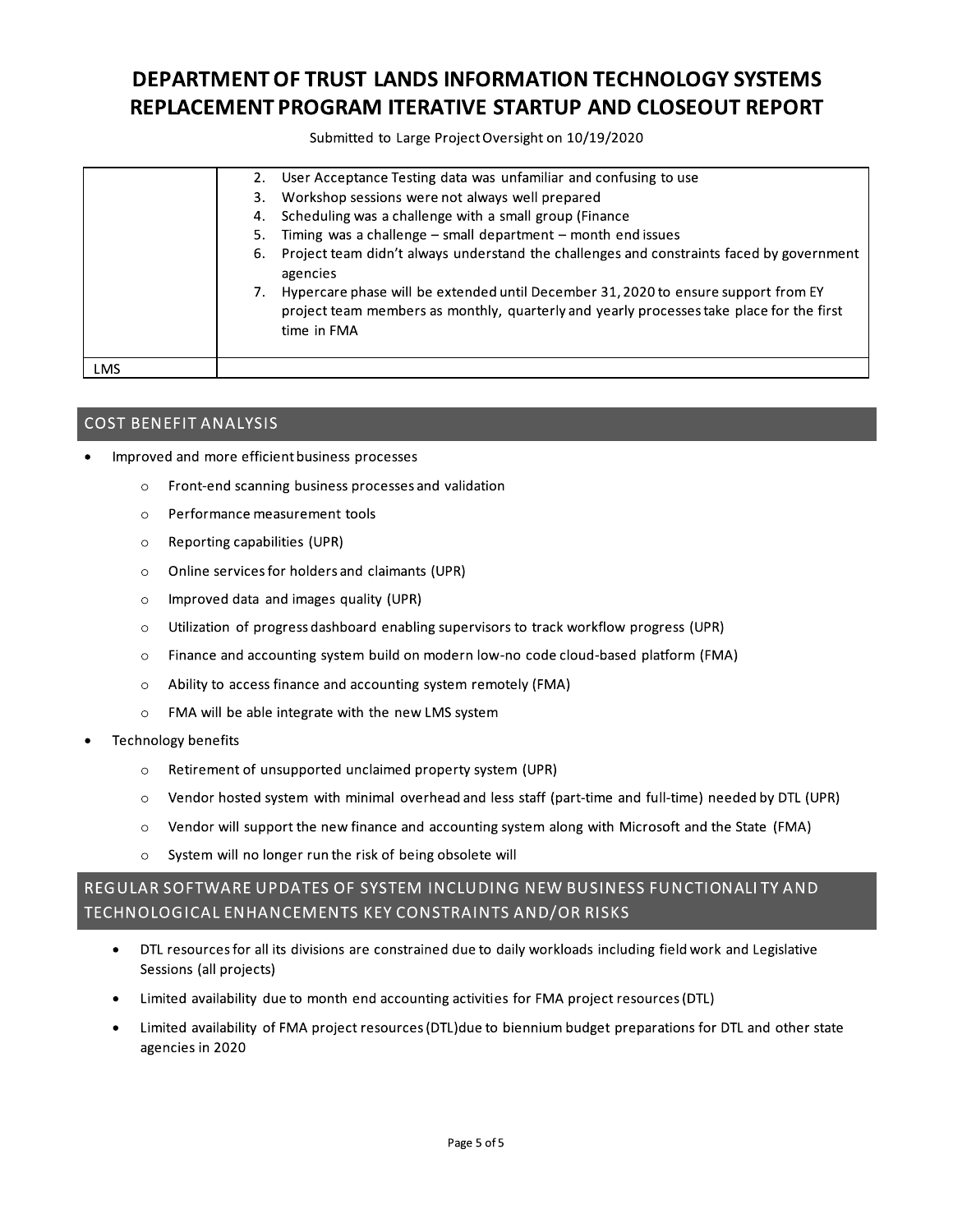| | |
|---|---|
| | 2. User Acceptance Testing data was unfamiliar and confusing to use<br>3. Workshop sessions were not always well prepared<br>4. Scheduling was a challenge with a small group (Finance<br>5. Timing was a challenge – small department – month end issues<br>6. Project team didn't always understand the challenges and constraints faced by government agencies<br>7. Hypercare phase will be extended until December 31, 2020 to ensure support from EY project team members as monthly, quarterly and yearly processes take place for the first time in FMA |
| LMS | |

## COST BENEFIT ANALYSIS

- Improved and more efficient business processes
  - Front-end scanning business processes and validation
  - Performance measurement tools
  - Reporting capabilities (UPR)
  - Online services for holders and claimants (UPR)
  - Improved data and images quality (UPR)
  - Utilization of progress dashboard enabling supervisors to track workflow progress (UPR)
  - Finance and accounting system build on modern low-no code cloud-based platform (FMA)
  - Ability to access finance and accounting system remotely (FMA)
  - FMA will be able integrate with the new LMS system
- Technology benefits
  - Retirement of unsupported unclaimed property system (UPR)
  - Vendor hosted system with minimal overhead and less staff (part-time and full-time) needed by DTL (UPR)
  - Vendor will support the new finance and accounting system along with Microsoft and the State (FMA)
  - System will no longer run the risk of being obsolete will

## REGULAR SOFTWARE UPDATES OF SYSTEM INCLUDING NEW BUSINESS FUNCTIONALITY AND TECHNOLOGICAL ENHANCEMENTS KEY CONSTRAINTS AND/OR RISKS

- DTL resources for all its divisions are constrained due to daily workloads including field work and Legislative Sessions (all projects)
- Limited availability due to month end accounting activities for FMA project resources (DTL)
- Limited availability of FMA project resources (DTL)due to biennium budget preparations for DTL and other state agencies in 2020